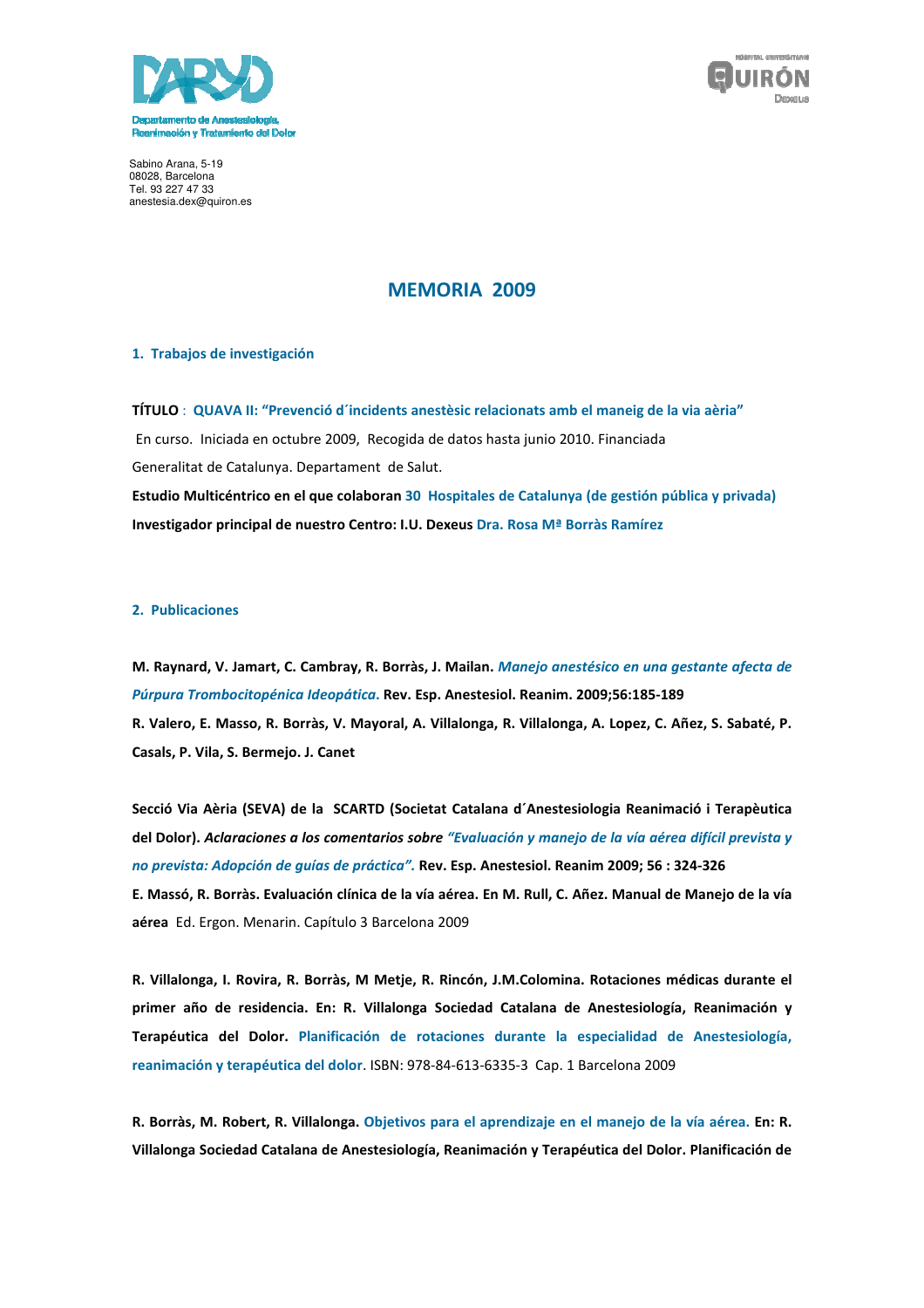DARYD

Departamento de Anestesiología, Reanimación y Tratamiento del Dolor

HOSPITAL UNIVERSITARIO QUIRÓN Dexeus

Sabino Arana, 5-19
08028, Barcelona
Tel. 93 227 47 33
anestesia.dex@quiron.es

# MEMORIA 2009

## 1. Trabajos de investigación

**TÍTULO** : **QUAVA II: "Prevenció d´incidents anestèsic relacionats amb el maneig de la via aèria"**

En curso. Iniciada en octubre 2009, Recogida de datos hasta junio 2010. Financiada Generalitat de Catalunya. Departament de Salut.

**Estudio Multicéntrico en el que colaboran 30 Hospitales de Catalunya (de gestión pública y privada)**

**Investigador principal de nuestro Centro: I.U. Dexeus Dra. Rosa Mª Borràs Ramírez**

## 2. Publicaciones

**M. Raynard, V. Jamart, C. Cambray, R. Borràs, J. Mailan.** ***Manejo anestésico en una gestante afecta de Púrpura Trombocitopénica Ideopática.*** **Rev. Esp. Anestesiol. Reanim. 2009;56:185-189**

**R. Valero, E. Masso, R. Borràs, V. Mayoral, A. Villalonga, R. Villalonga, A. Lopez, C. Añez, S. Sabaté, P. Casals, P. Vila, S. Bermejo. J. Canet**

**Secció Via Aèria (SEVA) de la SCARTD (Societat Catalana d´Anestesiologia Reanimació i Terapèutica del Dolor).** ***Aclaraciones a los comentarios sobre "Evaluación y manejo de la vía aérea difícil prevista y no prevista: Adopción de guías de práctica".*** **Rev. Esp. Anestesiol. Reanim 2009; 56 : 324-326**

**E. Massó, R. Borràs. Evaluación clínica de la vía aérea. En M. Rull, C. Añez. Manual de Manejo de la vía aérea** Ed. Ergon. Menarin. Capítulo 3 Barcelona 2009

**R. Villalonga, I. Rovira, R. Borràs, M Metje, R. Rincón, J.M.Colomina. Rotaciones médicas durante el primer año de residencia. En: R. Villalonga Sociedad Catalana de Anestesiología, Reanimación y Terapéutica del Dolor.** **Planificación de rotaciones durante la especialidad de Anestesiología, reanimación y terapéutica del dolor**. ISBN: 978-84-613-6335-3 Cap. 1 Barcelona 2009

**R. Borràs, M. Robert, R. Villalonga.** **Objetivos para el aprendizaje en el manejo de la vía aérea.** **En: R. Villalonga Sociedad Catalana de Anestesiología, Reanimación y Terapéutica del Dolor. Planificación de**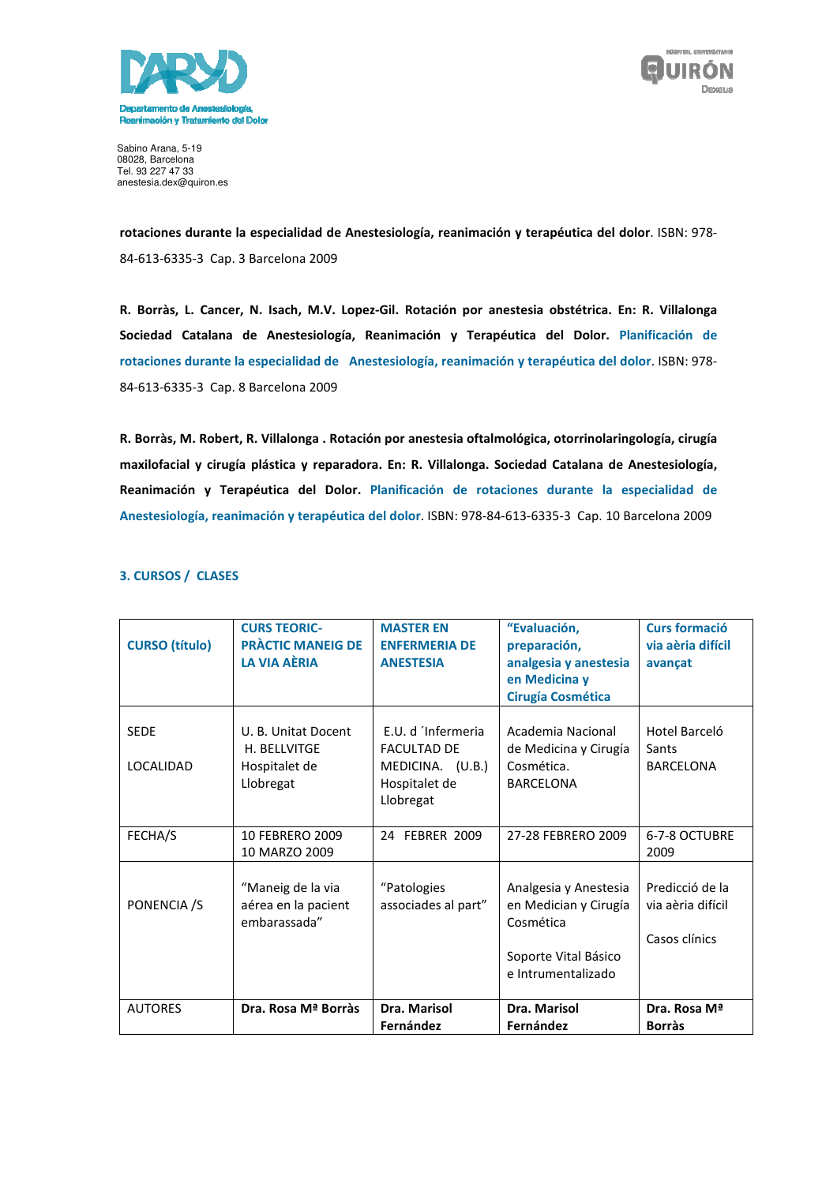**rotaciones durante la especialidad de Anestesiología, reanimación y terapéutica del dolor**. ISBN: 978-84-613-6335-3 Cap. 3 Barcelona 2009

**R. Borràs, L. Cancer, N. Isach, M.V. Lopez-Gil. Rotación por anestesia obstétrica. En: R. Villalonga Sociedad Catalana de Anestesiología, Reanimación y Terapéutica del Dolor. Planificación de rotaciones durante la especialidad de Anestesiología, reanimación y terapéutica del dolor**. ISBN: 978-84-613-6335-3 Cap. 8 Barcelona 2009

**R. Borràs, M. Robert, R. Villalonga . Rotación por anestesia oftalmológica, otorrinolaringología, cirugía maxilofacial y cirugía plástica y reparadora. En: R. Villalonga. Sociedad Catalana de Anestesiología, Reanimación y Terapéutica del Dolor. Planificación de rotaciones durante la especialidad de Anestesiología, reanimación y terapéutica del dolor**. ISBN: 978-84-613-6335-3 Cap. 10 Barcelona 2009

## 3. CURSOS / CLASES

| **CURSO (título)** | **CURS TEORIC-PRÀCTIC MANEIG DE LA VIA AÈRIA** | **MASTER EN ENFERMERIA DE ANESTESIA** | **"Evaluación, preparación, analgesia y anestesia en Medicina y Cirugía Cosmética** | **Curs formació via aèria difícil avançat** |
|---|---|---|---|---|
| SEDE<br>LOCALIDAD | U. B. Unitat Docent H. BELLVITGE Hospitalet de Llobregat | E.U. d ´Infermeria FACULTAD DE MEDICINA. (U.B.) Hospitalet de Llobregat | Academia Nacional de Medicina y Cirugía Cosmética. BARCELONA | Hotel Barceló Sants BARCELONA |
| FECHA/S | 10 FEBRERO 2009<br>10 MARZO 2009 | 24 FEBRER 2009 | 27-28 FEBRERO 2009 | 6-7-8 OCTUBRE 2009 |
| PONENCIA /S | "Maneig de la via aérea en la pacient embarassada" | "Patologies associades al part" | Analgesia y Anestesia en Medician y Cirugía Cosmética<br><br>Soporte Vital Básico e Intrumentalizado | Predicció de la via aèria difícil<br><br>Casos clínics |
| AUTORES | **Dra. Rosa Mª Borràs** | **Dra. Marisol Fernández** | **Dra. Marisol Fernández** | **Dra. Rosa Mª Borràs** |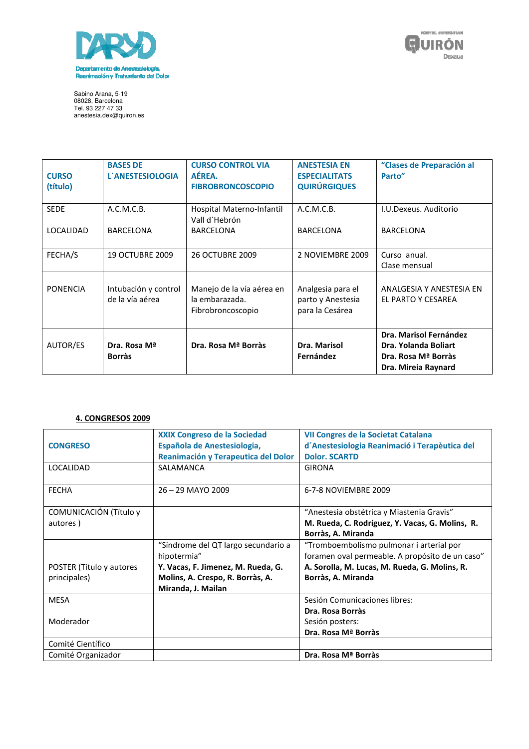Departamento de Anestesiología, Reanimación y Tratamiento del Dolor

Sabino Arana, 5-19
08028, Barcelona
Tel. 93 227 47 33
anestesia.dex@quiron.es

| **CURSO (título)** | **BASES DE L´ANESTESIOLOGIA** | **CURSO CONTROL VIA AÉREA. FIBROBRONCOSCOPIO** | **ANESTESIA EN ESPECIALITATS QUIRÚRGIQUES** | **"Clases de Preparación al Parto"** |
|---|---|---|---|---|
| SEDE<br><br>LOCALIDAD | A.C.M.C.B.<br><br>BARCELONA | Hospital Materno-Infantil Vall d´Hebrón<br>BARCELONA | A.C.M.C.B.<br><br>BARCELONA | I.U.Dexeus. Auditorio<br><br>BARCELONA |
| FECHA/S | 19 OCTUBRE 2009 | 26 OCTUBRE 2009 | 2 NOVIEMBRE 2009 | Curso anual. Clase mensual |
| PONENCIA | Intubación y control de la vía aérea | Manejo de la vía aérea en la embarazada. Fibrobroncoscopio | Analgesia para el parto y Anestesia para la Cesárea | ANALGESIA Y ANESTESIA EN EL PARTO Y CESAREA |
| AUTOR/ES | **Dra. Rosa Mª Borràs** | **Dra. Rosa Mª Borràs** | **Dra. Marisol Fernández** | **Dra. Marisol Fernández**<br>**Dra. Yolanda Boliart**<br>**Dra. Rosa Mª Borràs**<br>**Dra. Mireia Raynard** |

## 4. CONGRESOS 2009

| **CONGRESO** | **XXIX Congreso de la Sociedad Española de Anestesiologia, Reanimación y Terapeutica del Dolor** | **VII Congres de la Societat Catalana d´Anestesiologia Reanimació i Terapèutica del Dolor. SCARTD** |
|---|---|---|
| LOCALIDAD | SALAMANCA | GIRONA |
| FECHA | 26 – 29 MAYO 2009 | 6-7-8 NOVIEMBRE 2009 |
| COMUNICACIÓN (Título y autores ) | | "Anestesia obstétrica y Miastenia Gravis"<br>**M. Rueda, C. Rodríguez, Y. Vacas, G. Molins, R. Borràs, A. Miranda** |
| POSTER (Título y autores principales) | "Síndrome del QT largo secundario a hipotermia"<br>**Y. Vacas, F. Jimenez, M. Rueda, G. Molins, A. Crespo, R. Borràs, A. Miranda, J. Mailan** | "Tromboembolismo pulmonar i arterial por foramen oval permeable. A propósito de un caso"<br>**A. Sorolla, M. Lucas, M. Rueda, G. Molins, R. Borràs, A. Miranda** |
| MESA<br><br>Moderador | | Sesión Comunicaciones libres:<br>**Dra. Rosa Borràs**<br>Sesión posters:<br>**Dra. Rosa Mª Borràs** |
| Comité Científico | | |
| Comité Organizador | | **Dra. Rosa Mª Borràs** |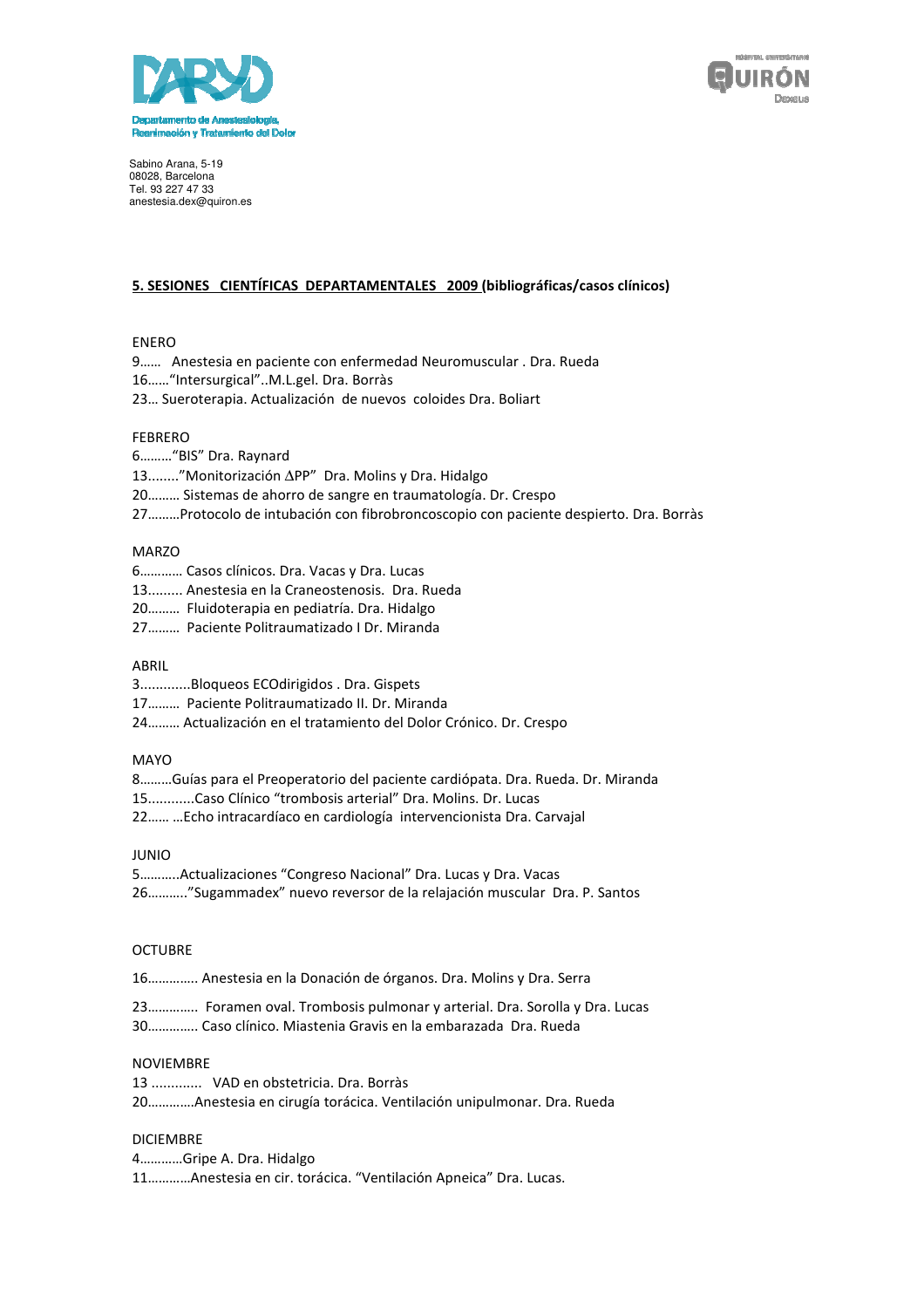DARYD

Departamento de Anestesiología, Reanimación y Tratamiento del Dolor

HOSPITAL UNIVERSITARIO QUIRÓN Dexeus

Sabino Arana, 5-19
08028, Barcelona
Tel. 93 227 47 33
anestesia.dex@quiron.es

**5. SESIONES CIENTÍFICAS DEPARTAMENTALES 2009 (bibliográficas/casos clínicos)**

ENERO

9...... Anestesia en paciente con enfermedad Neuromuscular . Dra. Rueda
16......"Intersurgical"..M.L.gel. Dra. Borràs
23... Sueroterapia. Actualización de nuevos coloides Dra. Boliart

FEBRERO

6........."BIS" Dra. Raynard
13........"Monitorización ΔPP" Dra. Molins y Dra. Hidalgo
20......... Sistemas de ahorro de sangre en traumatología. Dr. Crespo
27.........Protocolo de intubación con fibrobroncoscopio con paciente despierto. Dra. Borràs

MARZO

6............ Casos clínicos. Dra. Vacas y Dra. Lucas
13......... Anestesia en la Craneostenosis. Dra. Rueda
20......... Fluidoterapia en pediatría. Dra. Hidalgo
27......... Paciente Politraumatizado I Dr. Miranda

ABRIL

3.............Bloqueos ECOdirigidos . Dra. Gispets
17......... Paciente Politraumatizado II. Dr. Miranda
24......... Actualización en el tratamiento del Dolor Crónico. Dr. Crespo

MAYO

8.........Guías para el Preoperatorio del paciente cardiópata. Dra. Rueda. Dr. Miranda
15............Caso Clínico "trombosis arterial" Dra. Molins. Dr. Lucas
22...... ...Echo intracardíaco en cardiología intervencionista Dra. Carvajal

JUNIO

5...........Actualizaciones "Congreso Nacional" Dra. Lucas y Dra. Vacas
26..........."Sugammadex" nuevo reversor de la relajación muscular Dra. P. Santos

OCTUBRE

16.............. Anestesia en la Donación de órganos. Dra. Molins y Dra. Serra
23.............. Foramen oval. Trombosis pulmonar y arterial. Dra. Sorolla y Dra. Lucas
30.............. Caso clínico. Miastenia Gravis en la embarazada Dra. Rueda

NOVIEMBRE

13 ............. VAD en obstetricia. Dra. Borràs
20.............Anestesia en cirugía torácica. Ventilación unipulmonar. Dra. Rueda

DICIEMBRE

4............Gripe A. Dra. Hidalgo
11............Anestesia en cir. torácica. "Ventilación Apneica" Dra. Lucas.